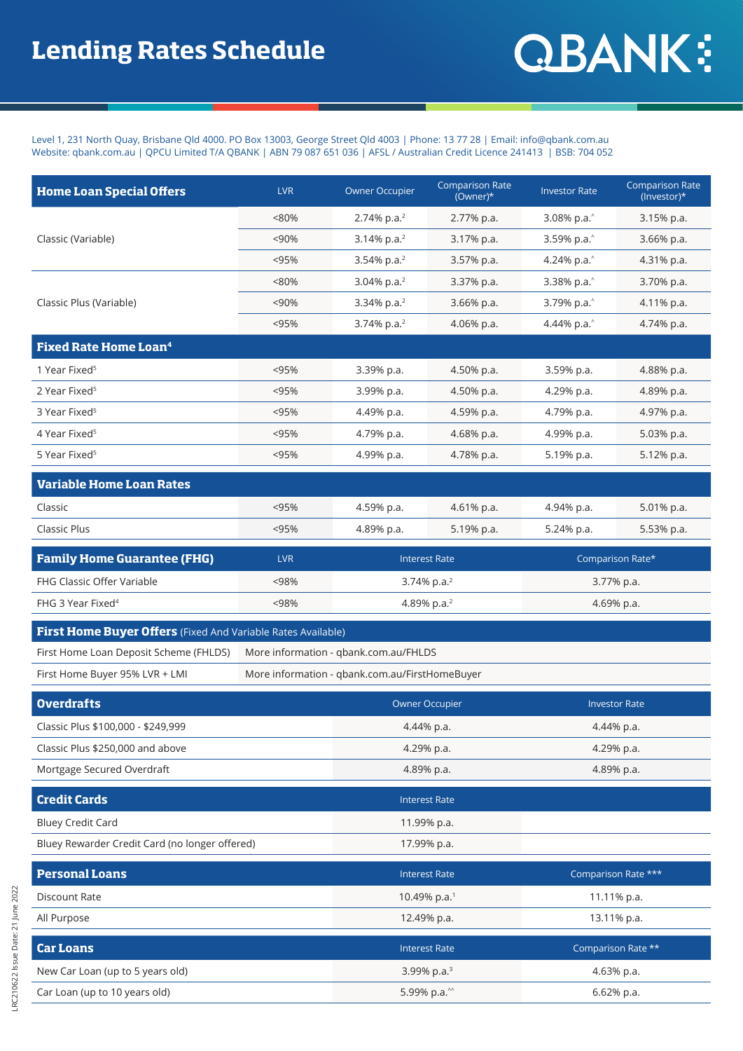# Lending Rates Schedule

QBANK

Level 1, 231 North Quay, Brisbane Qld 4000. PO Box 13003, George Street Qld 4003 | Phone: 13 77 28 | Email: info@qbank.com.au
Website: qbank.com.au | QPCU Limited T/A QBANK | ABN 79 087 651 036 | AFSL / Australian Credit Licence 241413 | BSB: 704 052

| Home Loan Special Offers | LVR | Owner Occupier | Comparison Rate (Owner)* | Investor Rate | Comparison Rate (Investor)* |
|---|---|---|---|---|---|
| Classic (Variable) | <80% | 2.74% p.a.[2] | 2.77% p.a. | 3.08% p.a.[^] | 3.15% p.a. |
| | <90% | 3.14% p.a.[2] | 3.17% p.a. | 3.59% p.a.[^] | 3.66% p.a. |
| | <95% | 3.54% p.a.[2] | 3.57% p.a. | 4.24% p.a.[^] | 4.31% p.a. |
| Classic Plus (Variable) | <80% | 3.04% p.a.[2] | 3.37% p.a. | 3.38% p.a.[^] | 3.70% p.a. |
| | <90% | 3.34% p.a.[2] | 3.66% p.a. | 3.79% p.a.[^] | 4.11% p.a. |
| | <95% | 3.74% p.a.[2] | 4.06% p.a. | 4.44% p.a.[^] | 4.74% p.a. |
| **Fixed Rate Home Loan[4]** | | | | | |
| 1 Year Fixed[5] | <95% | 3.39% p.a. | 4.50% p.a. | 3.59% p.a. | 4.88% p.a. |
| 2 Year Fixed[5] | <95% | 3.99% p.a. | 4.50% p.a. | 4.29% p.a. | 4.89% p.a. |
| 3 Year Fixed[5] | <95% | 4.49% p.a. | 4.59% p.a. | 4.79% p.a. | 4.97% p.a. |
| 4 Year Fixed[5] | <95% | 4.79% p.a. | 4.68% p.a. | 4.99% p.a. | 5.03% p.a. |
| 5 Year Fixed[5] | <95% | 4.99% p.a. | 4.78% p.a. | 5.19% p.a. | 5.12% p.a. |
| **Variable Home Loan Rates** | | | | | |
| Classic | <95% | 4.59% p.a. | 4.61% p.a. | 4.94% p.a. | 5.01% p.a. |
| Classic Plus | <95% | 4.89% p.a. | 5.19% p.a. | 5.24% p.a. | 5.53% p.a. |

| Family Home Guarantee (FHG) | LVR | Interest Rate | Comparison Rate* |
|---|---|---|---|
| FHG Classic Offer Variable | <98% | 3.74% p.a.[2] | 3.77% p.a. |
| FHG 3 Year Fixed[4] | <98% | 4.89% p.a.[2] | 4.69% p.a. |

**First Home Buyer Offers** (Fixed And Variable Rates Available)

| | |
|---|---|
| First Home Loan Deposit Scheme (FHLDS) | More information - qbank.com.au/FHLDS |
| First Home Buyer 95% LVR + LMI | More information - qbank.com.au/FirstHomeBuyer |

| Overdrafts | Owner Occupier | Investor Rate |
|---|---|---|
| Classic Plus $100,000 - $249,999 | 4.44% p.a. | 4.44% p.a. |
| Classic Plus $250,000 and above | 4.29% p.a. | 4.29% p.a. |
| Mortgage Secured Overdraft | 4.89% p.a. | 4.89% p.a. |

| Credit Cards | Interest Rate |
|---|---|
| Bluey Credit Card | 11.99% p.a. |
| Bluey Rewarder Credit Card (no longer offered) | 17.99% p.a. |

| Personal Loans | Interest Rate | Comparison Rate *** |
|---|---|---|
| Discount Rate | 10.49% p.a.[1] | 11.11% p.a. |
| All Purpose | 12.49% p.a. | 13.11% p.a. |

| Car Loans | Interest Rate | Comparison Rate ** |
|---|---|---|
| New Car Loan (up to 5 years old) | 3.99% p.a.[3] | 4.63% p.a. |
| Car Loan (up to 10 years old) | 5.99% p.a.[^^] | 6.62% p.a. |

LRC210622 Issue Date: 21 June 2022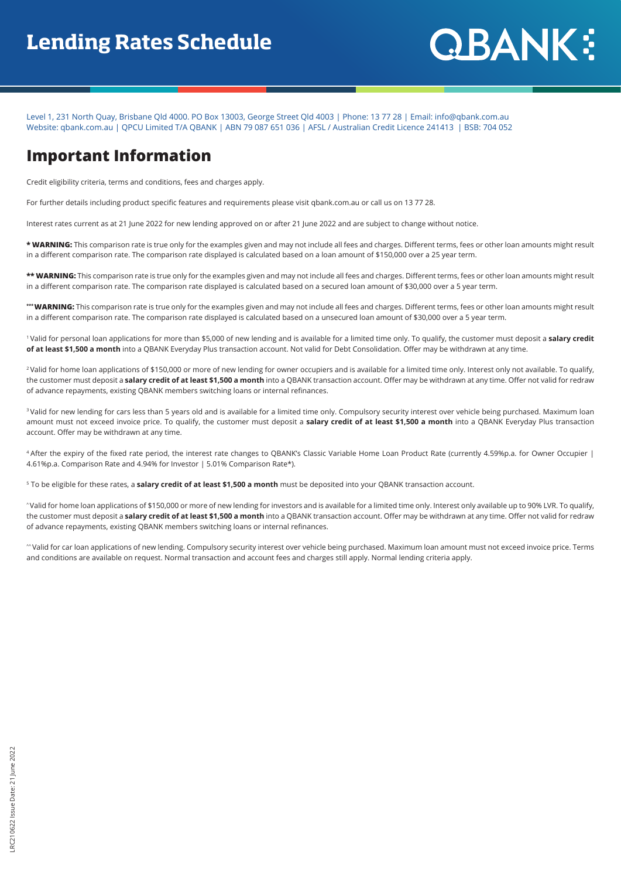# Lending Rates Schedule

QBANK

Level 1, 231 North Quay, Brisbane Qld 4000. PO Box 13003, George Street Qld 4003 | Phone: 13 77 28 | Email: info@qbank.com.au
Website: qbank.com.au | QPCU Limited T/A QBANK | ABN 79 087 651 036 | AFSL / Australian Credit Licence 241413 | BSB: 704 052

## Important Information

Credit eligibility criteria, terms and conditions, fees and charges apply.

For further details including product specific features and requirements please visit qbank.com.au or call us on 13 77 28.

Interest rates current as at 21 June 2022 for new lending approved on or after 21 June 2022 and are subject to change without notice.

**\* WARNING:** This comparison rate is true only for the examples given and may not include all fees and charges. Different terms, fees or other loan amounts might result in a different comparison rate. The comparison rate displayed is calculated based on a loan amount of $150,000 over a 25 year term.

**\*\* WARNING:** This comparison rate is true only for the examples given and may not include all fees and charges. Different terms, fees or other loan amounts might result in a different comparison rate. The comparison rate displayed is calculated based on a secured loan amount of $30,000 over a 5 year term.

**\*\*\* WARNING:** This comparison rate is true only for the examples given and may not include all fees and charges. Different terms, fees or other loan amounts might result in a different comparison rate. The comparison rate displayed is calculated based on a unsecured loan amount of $30,000 over a 5 year term.

[1] Valid for personal loan applications for more than $5,000 of new lending and is available for a limited time only. To qualify, the customer must deposit a **salary credit of at least $1,500 a month** into a QBANK Everyday Plus transaction account. Not valid for Debt Consolidation. Offer may be withdrawn at any time.

[2] Valid for home loan applications of $150,000 or more of new lending for owner occupiers and is available for a limited time only. Interest only not available. To qualify, the customer must deposit a **salary credit of at least $1,500 a month** into a QBANK transaction account. Offer may be withdrawn at any time. Offer not valid for redraw of advance repayments, existing QBANK members switching loans or internal refinances.

[3] Valid for new lending for cars less than 5 years old and is available for a limited time only. Compulsory security interest over vehicle being purchased. Maximum loan amount must not exceed invoice price. To qualify, the customer must deposit a **salary credit of at least $1,500 a month** into a QBANK Everyday Plus transaction account. Offer may be withdrawn at any time.

[4] After the expiry of the fixed rate period, the interest rate changes to QBANK's Classic Variable Home Loan Product Rate (currently 4.59%p.a. for Owner Occupier | 4.61%p.a. Comparison Rate and 4.94% for Investor | 5.01% Comparison Rate\*).

[5] To be eligible for these rates, a **salary credit of at least $1,500 a month** must be deposited into your QBANK transaction account.

^ Valid for home loan applications of $150,000 or more of new lending for investors and is available for a limited time only. Interest only available up to 90% LVR. To qualify, the customer must deposit a **salary credit of at least $1,500 a month** into a QBANK transaction account. Offer may be withdrawn at any time. Offer not valid for redraw of advance repayments, existing QBANK members switching loans or internal refinances.

^^ Valid for car loan applications of new lending. Compulsory security interest over vehicle being purchased. Maximum loan amount must not exceed invoice price. Terms and conditions are available on request. Normal transaction and account fees and charges still apply. Normal lending criteria apply.

LRC210622 Issue Date: 21 June 2022